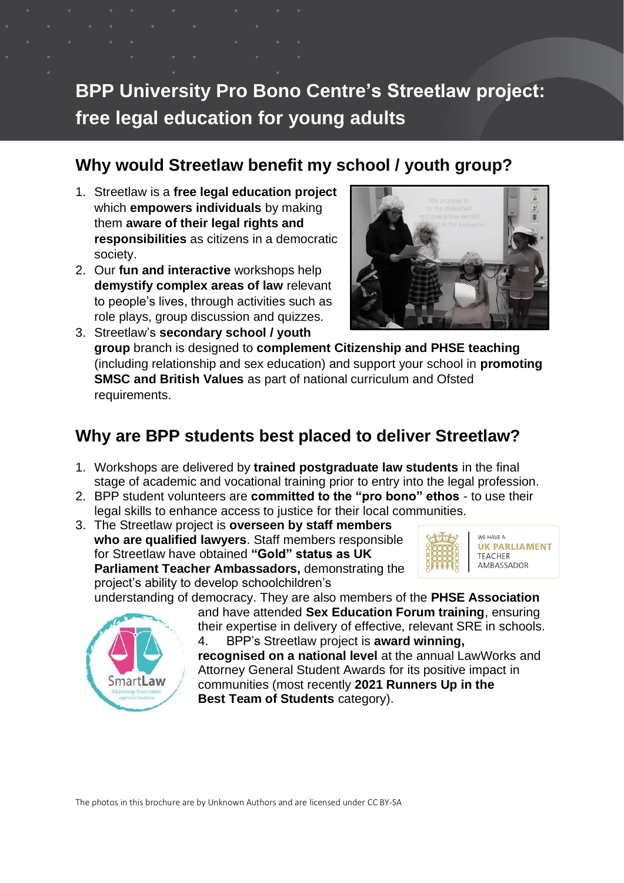# BPP University Pro Bono Centre's Streetlaw project: free legal education for young adults

## Why would Streetlaw benefit my school / youth group?

1. Streetlaw is a **free legal education project** which **empowers individuals** by making them **aware of their legal rights and responsibilities** as citizens in a democratic society.
2. Our **fun and interactive** workshops help **demystify complex areas of law** relevant to people's lives, through activities such as role plays, group discussion and quizzes.
3. Streetlaw's **secondary school / youth group** branch is designed to **complement Citizenship and PHSE teaching** (including relationship and sex education) and support your school in **promoting SMSC and British Values** as part of national curriculum and Ofsted requirements.

## Why are BPP students best placed to deliver Streetlaw?

1. Workshops are delivered by **trained postgraduate law students** in the final stage of academic and vocational training prior to entry into the legal profession.
2. BPP student volunteers are **committed to the "pro bono" ethos** - to use their legal skills to enhance access to justice for their local communities.
3. The Streetlaw project is **overseen by staff members who are qualified lawyers**. Staff members responsible for Streetlaw have obtained **"Gold" status as UK Parliament Teacher Ambassadors,** demonstrating the project's ability to develop schoolchildren's understanding of democracy. They are also members of the **PHSE Association** and have attended **Sex Education Forum training**, ensuring their expertise in delivery of effective, relevant SRE in schools.
4. BPP's Streetlaw project is **award winning, recognised on a national level** at the annual LawWorks and Attorney General Student Awards for its positive impact in communities (most recently **2021 Runners Up in the Best Team of Students** category).

The photos in this brochure are by Unknown Authors and are licensed under CC BY-SA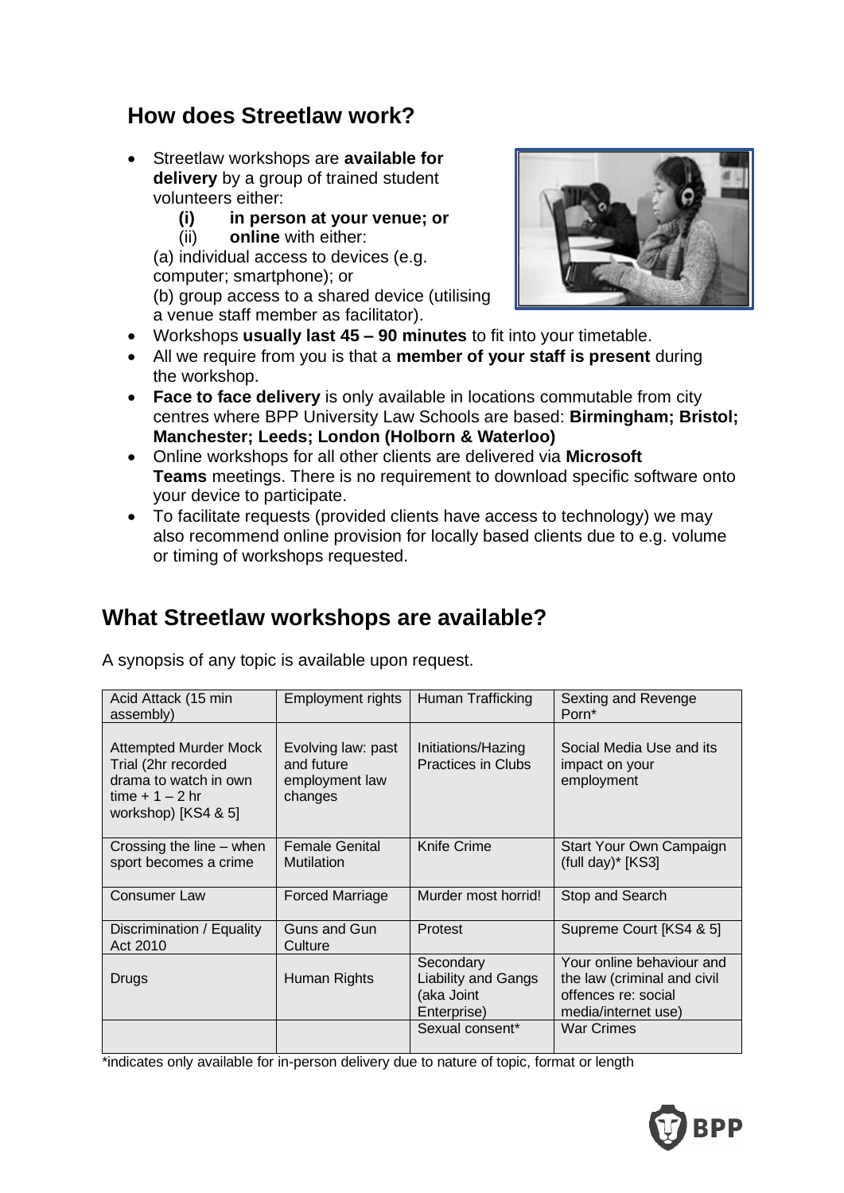## How does Streetlaw work?

- Streetlaw workshops are **available for delivery** by a group of trained student volunteers either:
  - **(i) in person at your venue; or**
  - (ii) **online** with either:

  (a) individual access to devices (e.g. computer; smartphone); or
  (b) group access to a shared device (utilising a venue staff member as facilitator).
- Workshops **usually last 45 – 90 minutes** to fit into your timetable.
- All we require from you is that a **member of your staff is present** during the workshop.
- **Face to face delivery** is only available in locations commutable from city centres where BPP University Law Schools are based: **Birmingham; Bristol; Manchester; Leeds; London (Holborn & Waterloo)**
- Online workshops for all other clients are delivered via **Microsoft Teams** meetings. There is no requirement to download specific software onto your device to participate.
- To facilitate requests (provided clients have access to technology) we may also recommend online provision for locally based clients due to e.g. volume or timing of workshops requested.

## What Streetlaw workshops are available?

A synopsis of any topic is available upon request.

| | | | |
|---|---|---|---|
| Acid Attack (15 min assembly) | Employment rights | Human Trafficking | Sexting and Revenge Porn* |
| Attempted Murder Mock Trial (2hr recorded drama to watch in own time + 1 – 2 hr workshop) [KS4 & 5] | Evolving law: past and future employment law changes | Initiations/Hazing Practices in Clubs | Social Media Use and its impact on your employment |
| Crossing the line – when sport becomes a crime | Female Genital Mutilation | Knife Crime | Start Your Own Campaign (full day)* [KS3] |
| Consumer Law | Forced Marriage | Murder most horrid! | Stop and Search |
| Discrimination / Equality Act 2010 | Guns and Gun Culture | Protest | Supreme Court [KS4 & 5] |
| Drugs | Human Rights | Secondary Liability and Gangs (aka Joint Enterprise) | Your online behaviour and the law (criminal and civil offences re: social media/internet use) |
| | | Sexual consent* | War Crimes |

*indicates only available for in-person delivery due to nature of topic, format or length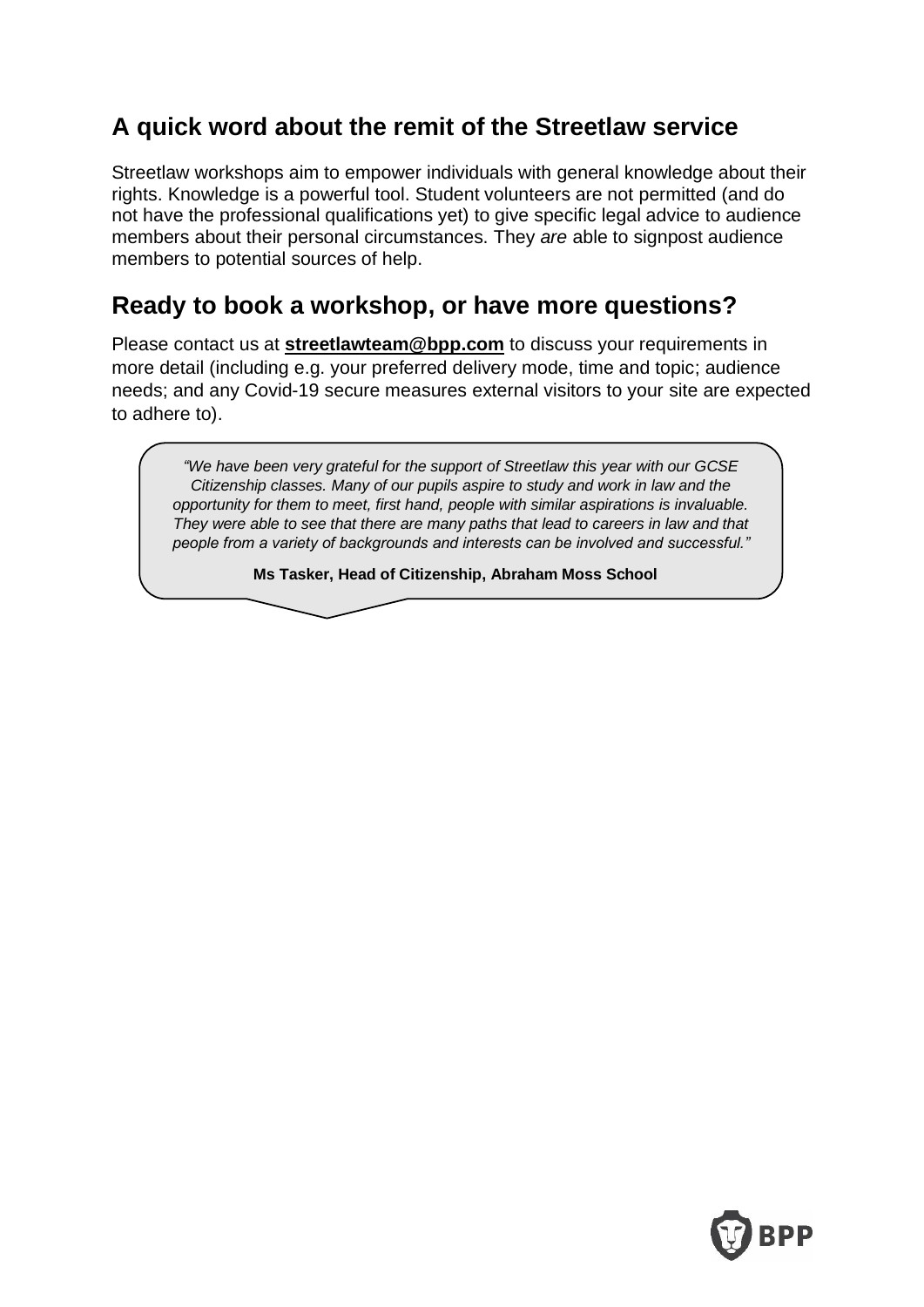## A quick word about the remit of the Streetlaw service

Streetlaw workshops aim to empower individuals with general knowledge about their rights. Knowledge is a powerful tool. Student volunteers are not permitted (and do not have the professional qualifications yet) to give specific legal advice to audience members about their personal circumstances. They *are* able to signpost audience members to potential sources of help.

## Ready to book a workshop, or have more questions?

Please contact us at **streetlawteam@bpp.com** to discuss your requirements in more detail (including e.g. your preferred delivery mode, time and topic; audience needs; and any Covid-19 secure measures external visitors to your site are expected to adhere to).

> *"We have been very grateful for the support of Streetlaw this year with our GCSE Citizenship classes. Many of our pupils aspire to study and work in law and the opportunity for them to meet, first hand, people with similar aspirations is invaluable. They were able to see that there are many paths that lead to careers in law and that people from a variety of backgrounds and interests can be involved and successful."*
>
> **Ms Tasker, Head of Citizenship, Abraham Moss School**